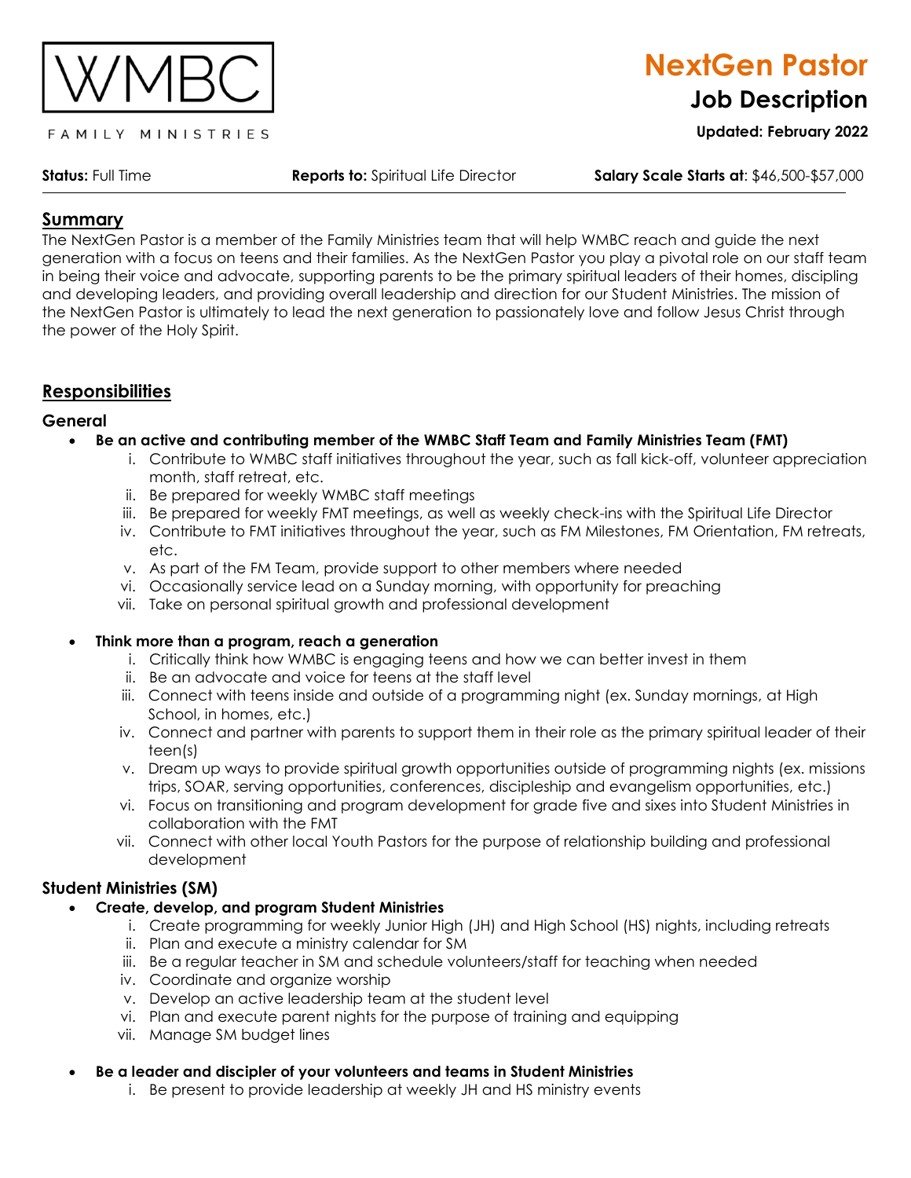WMBC

FAMILY MINISTRIES

# NextGen Pastor
## Job Description

**Updated: February 2022**

**Status:** Full Time **Reports to:** Spiritual Life Director **Salary Scale Starts at**: $46,500-$57,000

## Summary

The NextGen Pastor is a member of the Family Ministries team that will help WMBC reach and guide the next generation with a focus on teens and their families. As the NextGen Pastor you play a pivotal role on our staff team in being their voice and advocate, supporting parents to be the primary spiritual leaders of their homes, discipling and developing leaders, and providing overall leadership and direction for our Student Ministries. The mission of the NextGen Pastor is ultimately to lead the next generation to passionately love and follow Jesus Christ through the power of the Holy Spirit.

## Responsibilities

### General

- **Be an active and contributing member of the WMBC Staff Team and Family Ministries Team (FMT)**
  i. Contribute to WMBC staff initiatives throughout the year, such as fall kick-off, volunteer appreciation month, staff retreat, etc.
  ii. Be prepared for weekly WMBC staff meetings
  iii. Be prepared for weekly FMT meetings, as well as weekly check-ins with the Spiritual Life Director
  iv. Contribute to FMT initiatives throughout the year, such as FM Milestones, FM Orientation, FM retreats, etc.
  v. As part of the FM Team, provide support to other members where needed
  vi. Occasionally service lead on a Sunday morning, with opportunity for preaching
  vii. Take on personal spiritual growth and professional development

- **Think more than a program, reach a generation**
  i. Critically think how WMBC is engaging teens and how we can better invest in them
  ii. Be an advocate and voice for teens at the staff level
  iii. Connect with teens inside and outside of a programming night (ex. Sunday mornings, at High School, in homes, etc.)
  iv. Connect and partner with parents to support them in their role as the primary spiritual leader of their teen(s)
  v. Dream up ways to provide spiritual growth opportunities outside of programming nights (ex. missions trips, SOAR, serving opportunities, conferences, discipleship and evangelism opportunities, etc.)
  vi. Focus on transitioning and program development for grade five and sixes into Student Ministries in collaboration with the FMT
  vii. Connect with other local Youth Pastors for the purpose of relationship building and professional development

### Student Ministries (SM)

- **Create, develop, and program Student Ministries**
  i. Create programming for weekly Junior High (JH) and High School (HS) nights, including retreats
  ii. Plan and execute a ministry calendar for SM
  iii. Be a regular teacher in SM and schedule volunteers/staff for teaching when needed
  iv. Coordinate and organize worship
  v. Develop an active leadership team at the student level
  vi. Plan and execute parent nights for the purpose of training and equipping
  vii. Manage SM budget lines

- **Be a leader and discipler of your volunteers and teams in Student Ministries**
  i. Be present to provide leadership at weekly JH and HS ministry events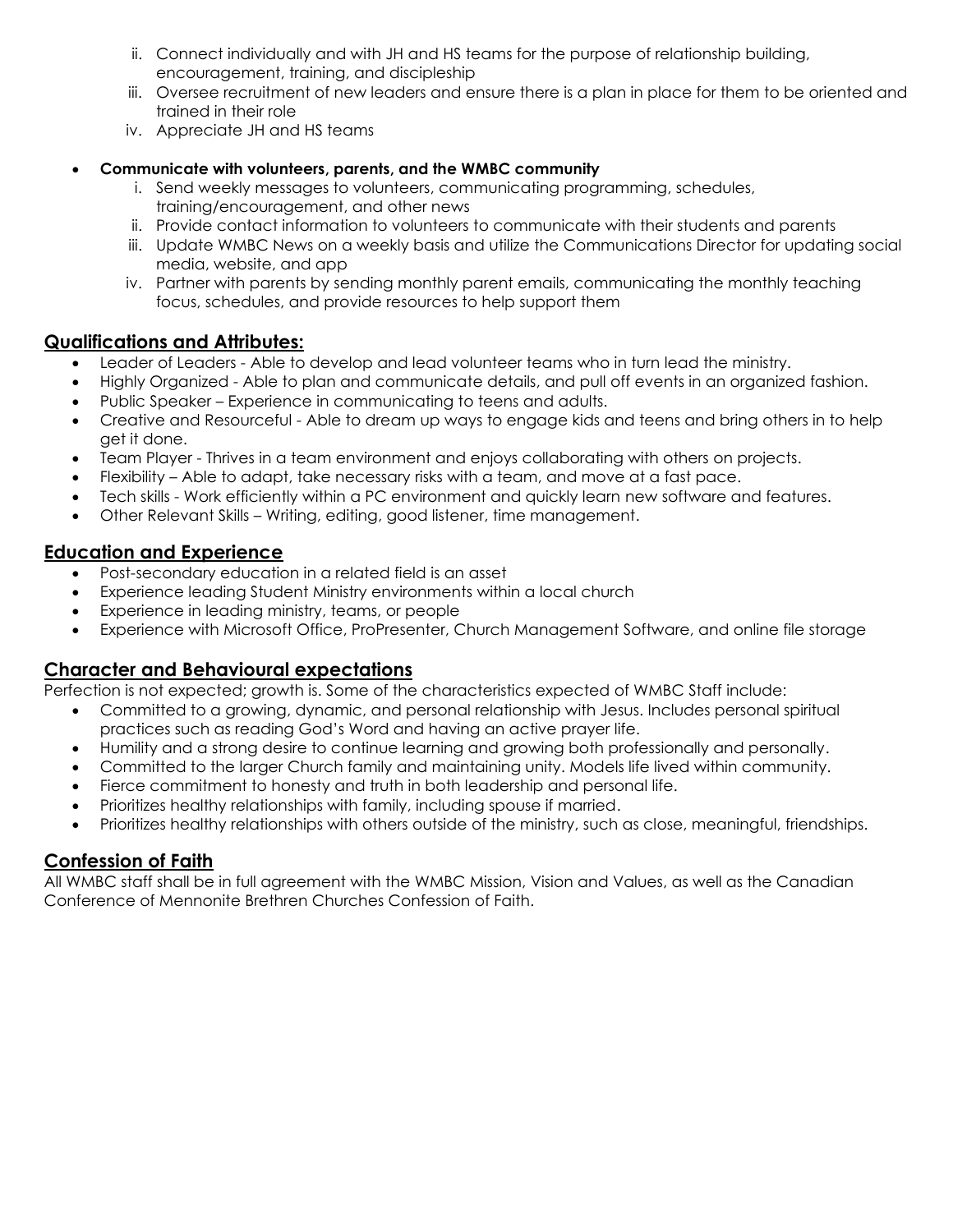ii. Connect individually and with JH and HS teams for the purpose of relationship building, encouragement, training, and discipleship
   iii. Oversee recruitment of new leaders and ensure there is a plan in place for them to be oriented and trained in their role
   iv. Appreciate JH and HS teams

- **Communicate with volunteers, parents, and the WMBC community**
   i. Send weekly messages to volunteers, communicating programming, schedules, training/encouragement, and other news
   ii. Provide contact information to volunteers to communicate with their students and parents
   iii. Update WMBC News on a weekly basis and utilize the Communications Director for updating social media, website, and app
   iv. Partner with parents by sending monthly parent emails, communicating the monthly teaching focus, schedules, and provide resources to help support them

## Qualifications and Attributes:

- Leader of Leaders - Able to develop and lead volunteer teams who in turn lead the ministry.
- Highly Organized - Able to plan and communicate details, and pull off events in an organized fashion.
- Public Speaker – Experience in communicating to teens and adults.
- Creative and Resourceful - Able to dream up ways to engage kids and teens and bring others in to help get it done.
- Team Player - Thrives in a team environment and enjoys collaborating with others on projects.
- Flexibility – Able to adapt, take necessary risks with a team, and move at a fast pace.
- Tech skills - Work efficiently within a PC environment and quickly learn new software and features.
- Other Relevant Skills – Writing, editing, good listener, time management.

## Education and Experience

- Post-secondary education in a related field is an asset
- Experience leading Student Ministry environments within a local church
- Experience in leading ministry, teams, or people
- Experience with Microsoft Office, ProPresenter, Church Management Software, and online file storage

## Character and Behavioural expectations

Perfection is not expected; growth is. Some of the characteristics expected of WMBC Staff include:

- Committed to a growing, dynamic, and personal relationship with Jesus. Includes personal spiritual practices such as reading God's Word and having an active prayer life.
- Humility and a strong desire to continue learning and growing both professionally and personally.
- Committed to the larger Church family and maintaining unity. Models life lived within community.
- Fierce commitment to honesty and truth in both leadership and personal life.
- Prioritizes healthy relationships with family, including spouse if married.
- Prioritizes healthy relationships with others outside of the ministry, such as close, meaningful, friendships.

## Confession of Faith

All WMBC staff shall be in full agreement with the WMBC Mission, Vision and Values, as well as the Canadian Conference of Mennonite Brethren Churches Confession of Faith.